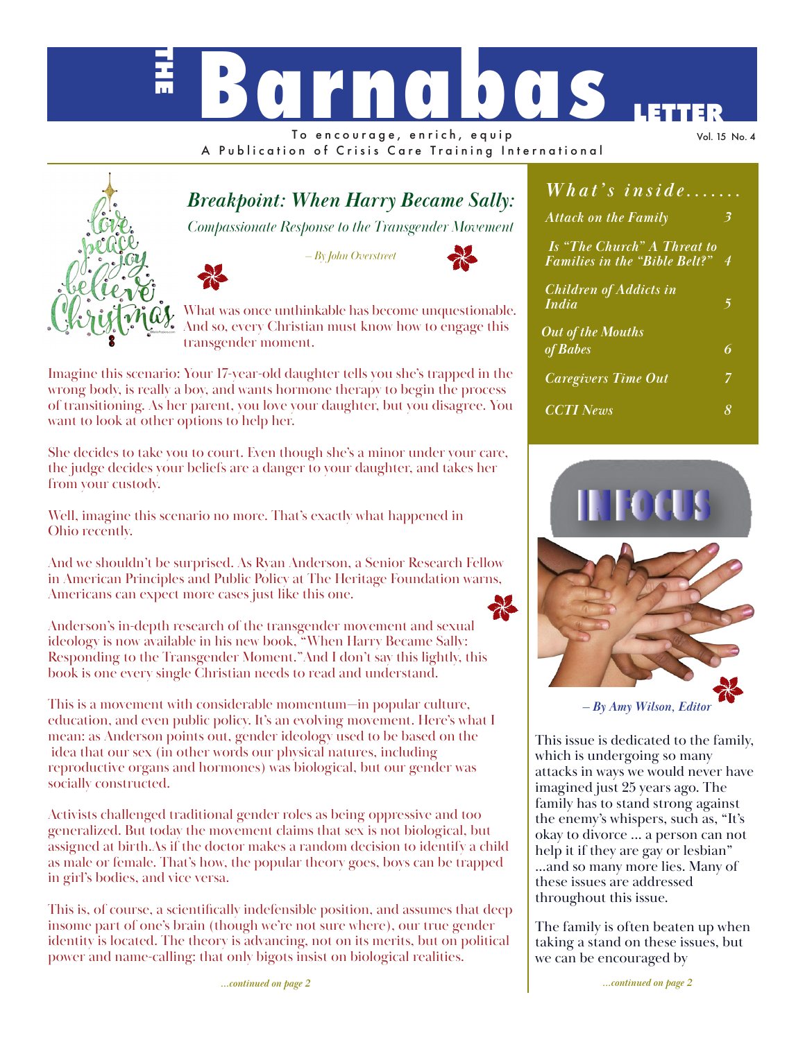# THE Barnabas LETTER

To encourage, enrich, equip

A Publication of Crisis Care Training International

## *Breakpoint: When Harry Became Sally:*

*Compassionate Response to the Transgender Movement*

*– By John Overstreet*

What was once unthinkable has become unquestionable. And so, every Christian must know how to engage this transgender moment.

Imagine this scenario: Your 17-year-old daughter tells you she's trapped in the wrong body, is really a boy, and wants hormone therapy to begin the process of transitioning. As her parent, you love your daughter, but you disagree. You want to look at other options to help her.

She decides to take you to court. Even though she's a minor under your care, the judge decides your beliefs are a danger to your daughter, and takes her from your custody.

Well, imagine this scenario no more. That's exactly what happened in Ohio recently.

And we shouldn't be surprised. As Ryan Anderson, a Senior Research Fellow in American Principles and Public Policy at The Heritage Foundation warns, Americans can expect more cases just like this one.

Anderson's in-depth research of the transgender movement and sexual ideology is now available in his new book, "When Harry Became Sally: Responding to the Transgender Moment." And I don't say this lightly, this book is one every single Christian needs to read and understand.

This is a movement with considerable momentum—in popular culture, education, and even public policy. It's an evolving movement. Here's what I mean: as Anderson points out, gender ideology used to be based on the idea that our sex (in other words our physical natures, including reproductive organs and hormones) was biological, but our gender was socially constructed.

Activists challenged traditional gender roles as being oppressive and too generalized. But today the movement claims that sex is not biological, but assigned at birth. As if the doctor makes a random decision to identify a child as male or female. That's how, the popular theory goes, boys can be trapped in girl's bodies, and vice versa.

This is, of course, a scientifically indefensible position, and assumes that deep insome part of one's brain (though we're not sure where), our true gender identity is located. The theory is advancing, not on its merits, but on political power and name-calling: that only bigots insist on biological realities.

*...continued on page 2*

## *What's inside.......*

| | |
|---|---|
| *Attack on the Family* | *3* |
| *Is "The Church" A Threat to Families in the "Bible Belt?"* | *4* |
| *Children of Addicts in India* | *5* |
| *Out of the Mouths of Babes* | *6* |
| *Caregivers Time Out* | *7* |
| *CCTI News* | *8* |

## INFOCUS

***– By Amy Wilson, Editor***

This issue is dedicated to the family, which is undergoing so many attacks in ways we would never have imagined just 25 years ago. The family has to stand strong against the enemy's whispers, such as, "It's okay to divorce ... a person can not help it if they are gay or lesbian" ...and so many more lies. Many of these issues are addressed throughout this issue.

The family is often beaten up when taking a stand on these issues, but we can be encouraged by

*...continued on page 2*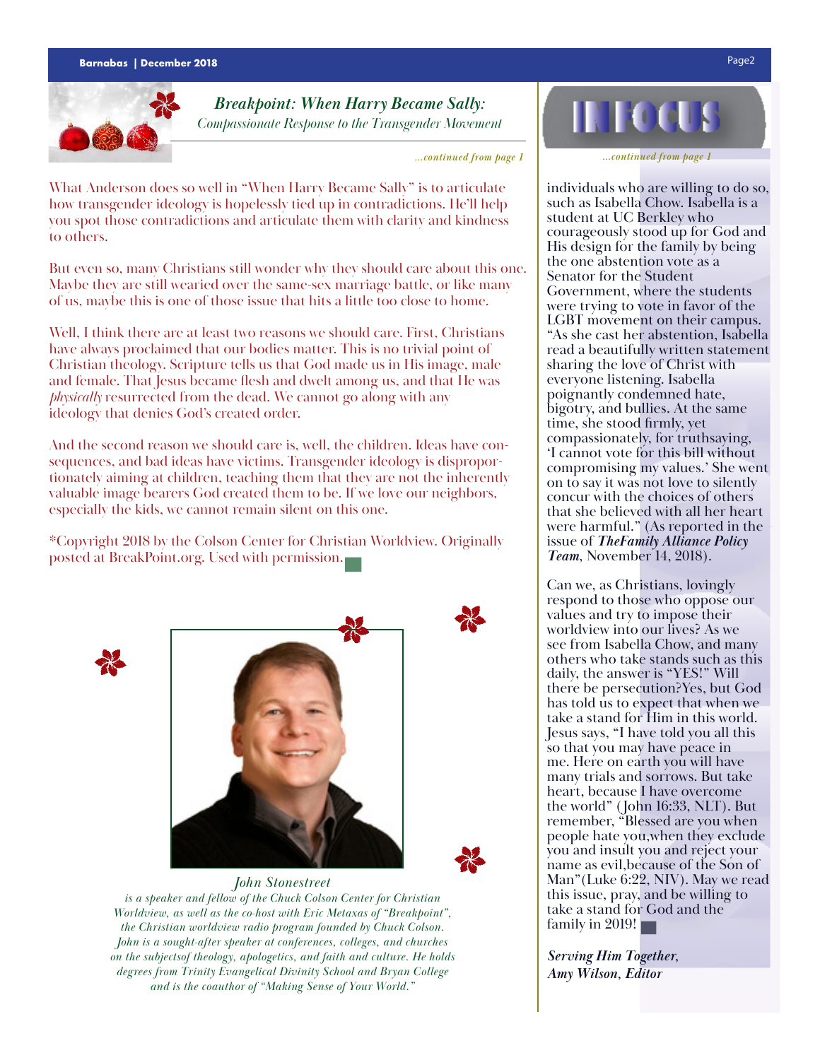## Breakpoint: When Harry Became Sally:

*Compassionate Response to the Transgender Movement*

*...continued from page 1*

What Anderson does so well in "When Harry Became Sally" is to articulate how transgender ideology is hopelessly tied up in contradictions. He'll help you spot those contradictions and articulate them with clarity and kindness to others.

But even so, many Christians still wonder why they should care about this one. Maybe they are still wearied over the same-sex marriage battle, or like many of us, maybe this is one of those issue that hits a little too close to home.

Well, I think there are at least two reasons we should care. First, Christians have always proclaimed that our bodies matter. This is no trivial point of Christian theology. Scripture tells us that God made us in His image, male and female. That Jesus became flesh and dwelt among us, and that He was *physically* resurrected from the dead. We cannot go along with any ideology that denies God's created order.

And the second reason we should care is, well, the children. Ideas have consequences, and bad ideas have victims. Transgender ideology is disproportionately aiming at children, teaching them that they are not the inherently valuable image bearers God created them to be. If we love our neighbors, especially the kids, we cannot remain silent on this one.

*Copyright 2018 by the Colson Center for Christian Worldview. Originally posted at BreakPoint.org. Used with permission.

*John Stonestreet*
*is a speaker and fellow of the Chuck Colson Center for Christian Worldview, as well as the co-host with Eric Metaxas of "Breakpoint", the Christian worldview radio program founded by Chuck Colson. John is a sought-after speaker at conferences, colleges, and churches on the subjectsof theology, apologetics, and faith and culture. He holds degrees from Trinity Evangelical Divinity School and Bryan College and is the coauthor of "Making Sense of Your World."*

## IN FOCUS

*...continued from page 1*

individuals who are willing to do so, such as Isabella Chow. Isabella is a student at UC Berkley who courageously stood up for God and His design for the family by being the one abstention vote as a Senator for the Student Government, where the students were trying to vote in favor of the LGBT movement on their campus. "As she cast her abstention, Isabella read a beautifully written statement sharing the love of Christ with everyone listening. Isabella poignantly condemned hate, bigotry, and bullies. At the same time, she stood firmly, yet compassionately, for truthsaying, 'I cannot vote for this bill without compromising my values.' She went on to say it was not love to silently concur with the choices of others that she believed with all her heart were harmful." (As reported in the issue of ***TheFamily Alliance Policy Team***, November 14, 2018).

Can we, as Christians, lovingly respond to those who oppose our values and try to impose their worldview into our lives? As we see from Isabella Chow, and many others who take stands such as this daily, the answer is "YES!" Will there be persecution?Yes, but God has told us to expect that when we take a stand for Him in this world. Jesus says, "I have told you all this so that you may have peace in me. Here on earth you will have many trials and sorrows. But take heart, because I have overcome the world" (John 16:33, NLT). But remember, "Blessed are you when people hate you,when they exclude you and insult you and reject your name as evil,because of the Son of Man"(Luke 6:22, NIV). May we read this issue, pray, and be willing to take a stand for God and the family in 2019!

***Serving Him Together,***
***Amy Wilson, Editor***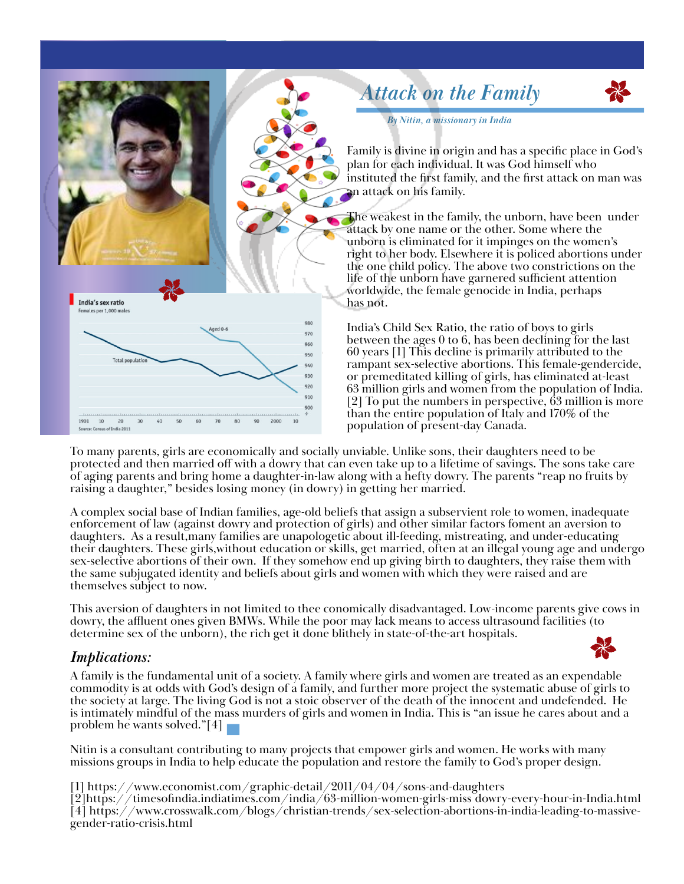# *Attack on the Family*

*By Nitin, a missionary in India*

Family is divine in origin and has a specific place in God's plan for each individual. It was God himself who instituted the first family, and the first attack on man was an attack on his family.

The weakest in the family, the unborn, have been under attack by one name or the other. Some where the unborn is eliminated for it impinges on the women's right to her body. Elsewhere it is policed abortions under the one child policy. The above two constrictions on the life of the unborn have garnered sufficient attention worldwide, the female genocide in India, perhaps has not.

India's Child Sex Ratio, the ratio of boys to girls between the ages 0 to 6, has been declining for the last 60 years [1] This decline is primarily attributed to the rampant sex-selective abortions. This female-gendercide, or premeditated killing of girls, has eliminated at-least 63 million girls and women from the population of India. [2] To put the numbers in perspective, 63 million is more than the entire population of Italy and 170% of the population of present-day Canada.

**India's sex ratio**
Females per 1,000 males

Source: Census of India 2011

To many parents, girls are economically and socially unviable. Unlike sons, their daughters need to be protected and then married off with a dowry that can even take up to a lifetime of savings. The sons take care of aging parents and bring home a daughter-in-law along with a hefty dowry. The parents "reap no fruits by raising a daughter," besides losing money (in dowry) in getting her married.

A complex social base of Indian families, age-old beliefs that assign a subservient role to women, inadequate enforcement of law (against dowry and protection of girls) and other similar factors foment an aversion to daughters. As a result,many families are unapologetic about ill-feeding, mistreating, and under-educating their daughters. These girls,without education or skills, get married, often at an illegal young age and undergo sex-selective abortions of their own. If they somehow end up giving birth to daughters, they raise them with the same subjugated identity and beliefs about girls and women with which they were raised and are themselves subject to now.

This aversion of daughters in not limited to thee conomically disadvantaged. Low-income parents give cows in dowry, the affluent ones given BMWs. While the poor may lack means to access ultrasound facilities (to determine sex of the unborn), the rich get it done blithely in state-of-the-art hospitals.

## *Implications:*

A family is the fundamental unit of a society. A family where girls and women are treated as an expendable commodity is at odds with God's design of a family, and further more project the systematic abuse of girls to the society at large. The living God is not a stoic observer of the death of the innocent and undefended. He is intimately mindful of the mass murders of girls and women in India. This is "an issue he cares about and a problem he wants solved."[4]

Nitin is a consultant contributing to many projects that empower girls and women. He works with many missions groups in India to help educate the population and restore the family to God's proper design.

[1] https://www.economist.com/graphic-detail/2011/04/04/sons-and-daughters
[2]https://timesofindia.indiatimes.com/india/63-million-women-girls-miss dowry-every-hour-in-India.html
[4] https://www.crosswalk.com/blogs/christian-trends/sex-selection-abortions-in-india-leading-to-massive-gender-ratio-crisis.html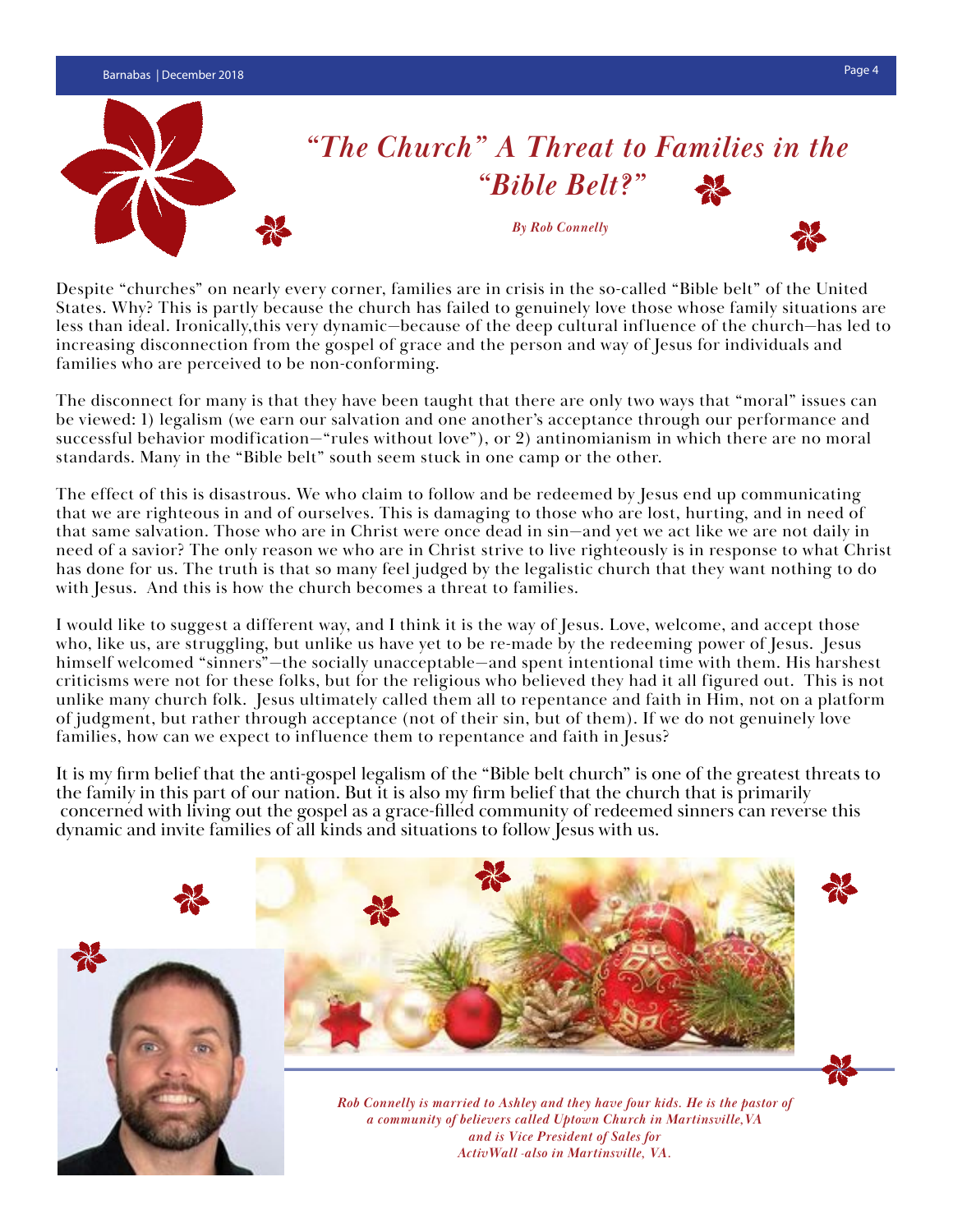# *"The Church" A Threat to Families in the "Bible Belt?"*

***By Rob Connelly***

Despite "churches" on nearly every corner, families are in crisis in the so-called "Bible belt" of the United States. Why? This is partly because the church has failed to genuinely love those whose family situations are less than ideal. Ironically,this very dynamic—because of the deep cultural influence of the church—has led to increasing disconnection from the gospel of grace and the person and way of Jesus for individuals and families who are perceived to be non-conforming.

The disconnect for many is that they have been taught that there are only two ways that "moral" issues can be viewed: 1) legalism (we earn our salvation and one another's acceptance through our performance and successful behavior modification—"rules without love"), or 2) antinomianism in which there are no moral standards. Many in the "Bible belt" south seem stuck in one camp or the other.

The effect of this is disastrous. We who claim to follow and be redeemed by Jesus end up communicating that we are righteous in and of ourselves. This is damaging to those who are lost, hurting, and in need of that same salvation. Those who are in Christ were once dead in sin—and yet we act like we are not daily in need of a savior? The only reason we who are in Christ strive to live righteously is in response to what Christ has done for us. The truth is that so many feel judged by the legalistic church that they want nothing to do with Jesus. And this is how the church becomes a threat to families.

I would like to suggest a different way, and I think it is the way of Jesus. Love, welcome, and accept those who, like us, are struggling, but unlike us have yet to be re-made by the redeeming power of Jesus. Jesus himself welcomed "sinners"—the socially unacceptable—and spent intentional time with them. His harshest criticisms were not for these folks, but for the religious who believed they had it all figured out. This is not unlike many church folk. Jesus ultimately called them all to repentance and faith in Him, not on a platform of judgment, but rather through acceptance (not of their sin, but of them). If we do not genuinely love families, how can we expect to influence them to repentance and faith in Jesus?

It is my firm belief that the anti-gospel legalism of the "Bible belt church" is one of the greatest threats to the family in this part of our nation. But it is also my firm belief that the church that is primarily concerned with living out the gospel as a grace-filled community of redeemed sinners can reverse this dynamic and invite families of all kinds and situations to follow Jesus with us.

***Rob Connelly is married to Ashley and they have four kids. He is the pastor of a community of believers called Uptown Church in Martinsville,VA and is Vice President of Sales for ActivWall -also in Martinsville, VA.***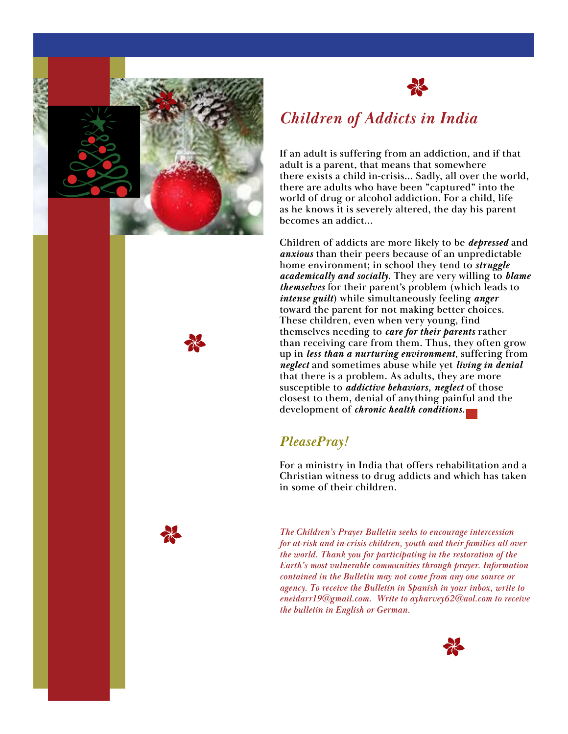## *Children of Addicts in India*

If an adult is suffering from an addiction, and if that adult is a parent, that means that somewhere there exists a child in-crisis... Sadly, all over the world, there are adults who have been "captured" into the world of drug or alcohol addiction. For a child, life as he knows it is severely altered, the day his parent becomes an addict...

Children of addicts are more likely to be ***depressed*** and ***anxious*** than their peers because of an unpredictable home environment; in school they tend to ***struggle academically and socially.*** They are very willing to ***blame themselves*** for their parent's problem (which leads to ***intense guilt***) while simultaneously feeling ***anger*** toward the parent for not making better choices. These children, even when very young, find themselves needing to ***care for their parents*** rather than receiving care from them. Thus, they often grow up in ***less than a nurturing environment***, suffering from ***neglect*** and sometimes abuse while yet ***living in denial*** that there is a problem. As adults, they are more susceptible to ***addictive behaviors, neglect*** of those closest to them, denial of anything painful and the development of ***chronic health conditions.***

## *PleasePray!*

For a ministry in India that offers rehabilitation and a Christian witness to drug addicts and which has taken in some of their children.

*The Children's Prayer Bulletin seeks to encourage intercession for at-risk and in-crisis children, youth and their families all over the world. Thank you for participating in the restoration of the Earth's most vulnerable communities through prayer. Information contained in the Bulletin may not come from any one source or agency. To receive the Bulletin in Spanish in your inbox, write to eneidarr19@gmail.com. Write to ayharvey62@aol.com to receive the bulletin in English or German.*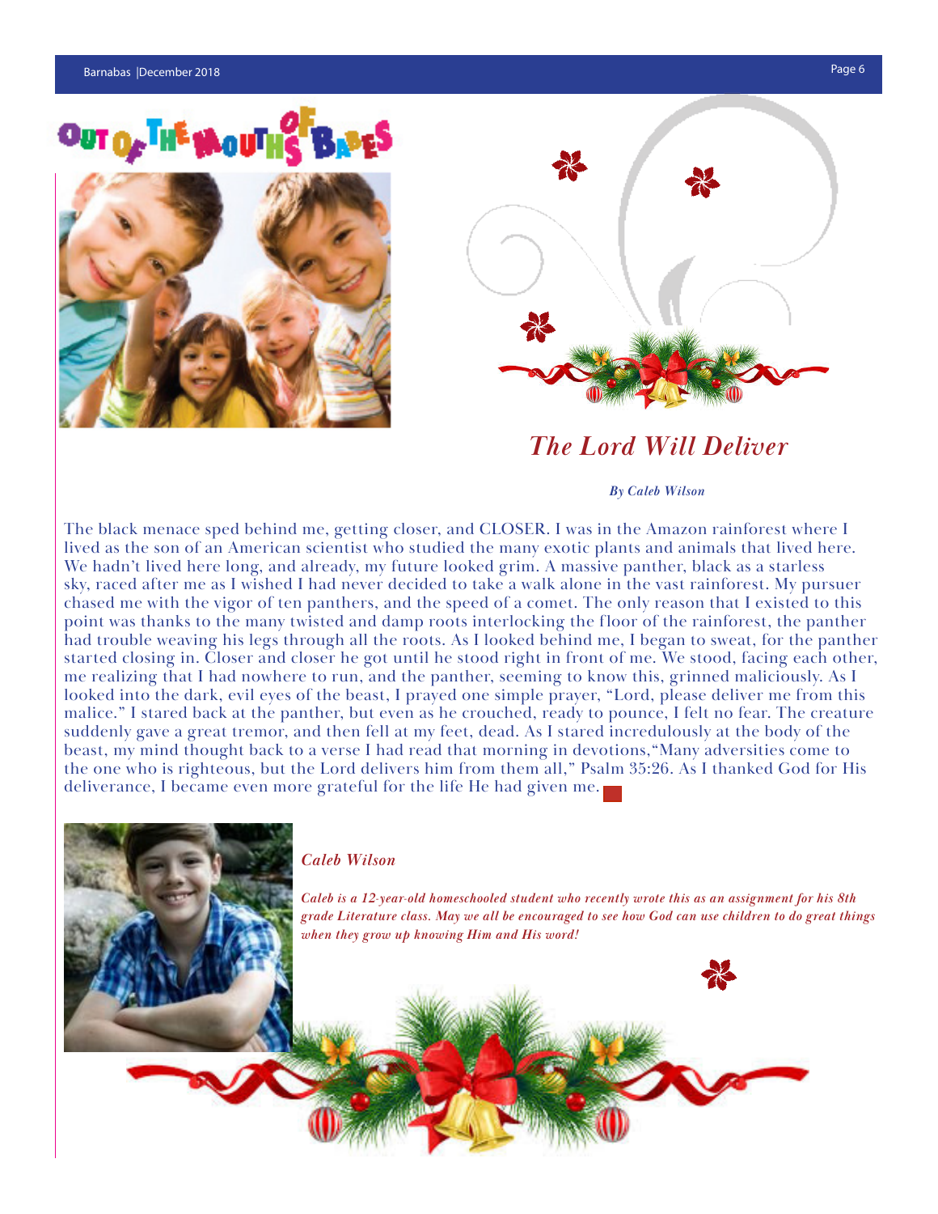# Out of the Mouths of Babes

## *The Lord Will Deliver*

***By Caleb Wilson***

The black menace sped behind me, getting closer, and CLOSER. I was in the Amazon rainforest where I lived as the son of an American scientist who studied the many exotic plants and animals that lived here. We hadn't lived here long, and already, my future looked grim. A massive panther, black as a starless sky, raced after me as I wished I had never decided to take a walk alone in the vast rainforest. My pursuer chased me with the vigor of ten panthers, and the speed of a comet. The only reason that I existed to this point was thanks to the many twisted and damp roots interlocking the floor of the rainforest, the panther had trouble weaving his legs through all the roots. As I looked behind me, I began to sweat, for the panther started closing in. Closer and closer he got until he stood right in front of me. We stood, facing each other, me realizing that I had nowhere to run, and the panther, seeming to know this, grinned maliciously. As I looked into the dark, evil eyes of the beast, I prayed one simple prayer, "Lord, please deliver me from this malice." I stared back at the panther, but even as he crouched, ready to pounce, I felt no fear. The creature suddenly gave a great tremor, and then fell at my feet, dead. As I stared incredulously at the body of the beast, my mind thought back to a verse I had read that morning in devotions,"Many adversities come to the one who is righteous, but the Lord delivers him from them all," Psalm 35:26. As I thanked God for His deliverance, I became even more grateful for the life He had given me.

***Caleb Wilson***

***Caleb is a 12-year-old homeschooled student who recently wrote this as an assignment for his 8th grade Literature class. May we all be encouraged to see how God can use children to do great things when they grow up knowing Him and His word!***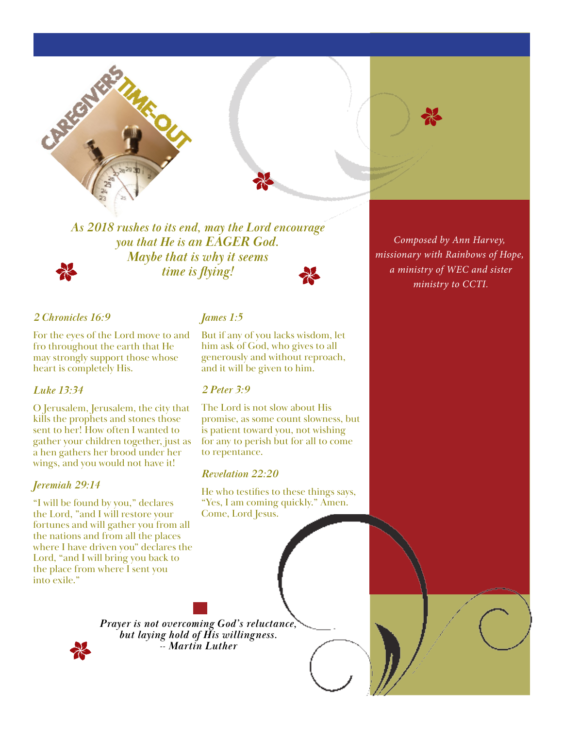# CAREGIVERS TIME-OUT

*As 2018 rushes to its end, may the Lord encourage you that He is an EAGER God. Maybe that is why it seems time is flying!*

*Composed by Ann Harvey, missionary with Rainbows of Hope, a ministry of WEC and sister ministry to CCTI.*

### *2 Chronicles 16:9*

For the eyes of the Lord move to and fro throughout the earth that He may strongly support those whose heart is completely His.

### *Luke 13:34*

O Jerusalem, Jerusalem, the city that kills the prophets and stones those sent to her! How often I wanted to gather your children together, just as a hen gathers her brood under her wings, and you would not have it!

### *Jeremiah 29:14*

"I will be found by you," declares the Lord, "and I will restore your fortunes and will gather you from all the nations and from all the places where I have driven you" declares the Lord, "and I will bring you back to the place from where I sent you into exile."

### *James 1:5*

But if any of you lacks wisdom, let him ask of God, who gives to all generously and without reproach, and it will be given to him.

### *2 Peter 3:9*

The Lord is not slow about His promise, as some count slowness, but is patient toward you, not wishing for any to perish but for all to come to repentance.

### *Revelation 22:20*

He who testifies to these things says, "Yes, I am coming quickly." Amen. Come, Lord Jesus.

***Prayer is not overcoming God's reluctance, but laying hold of His willingness.***
***-- Martin Luther***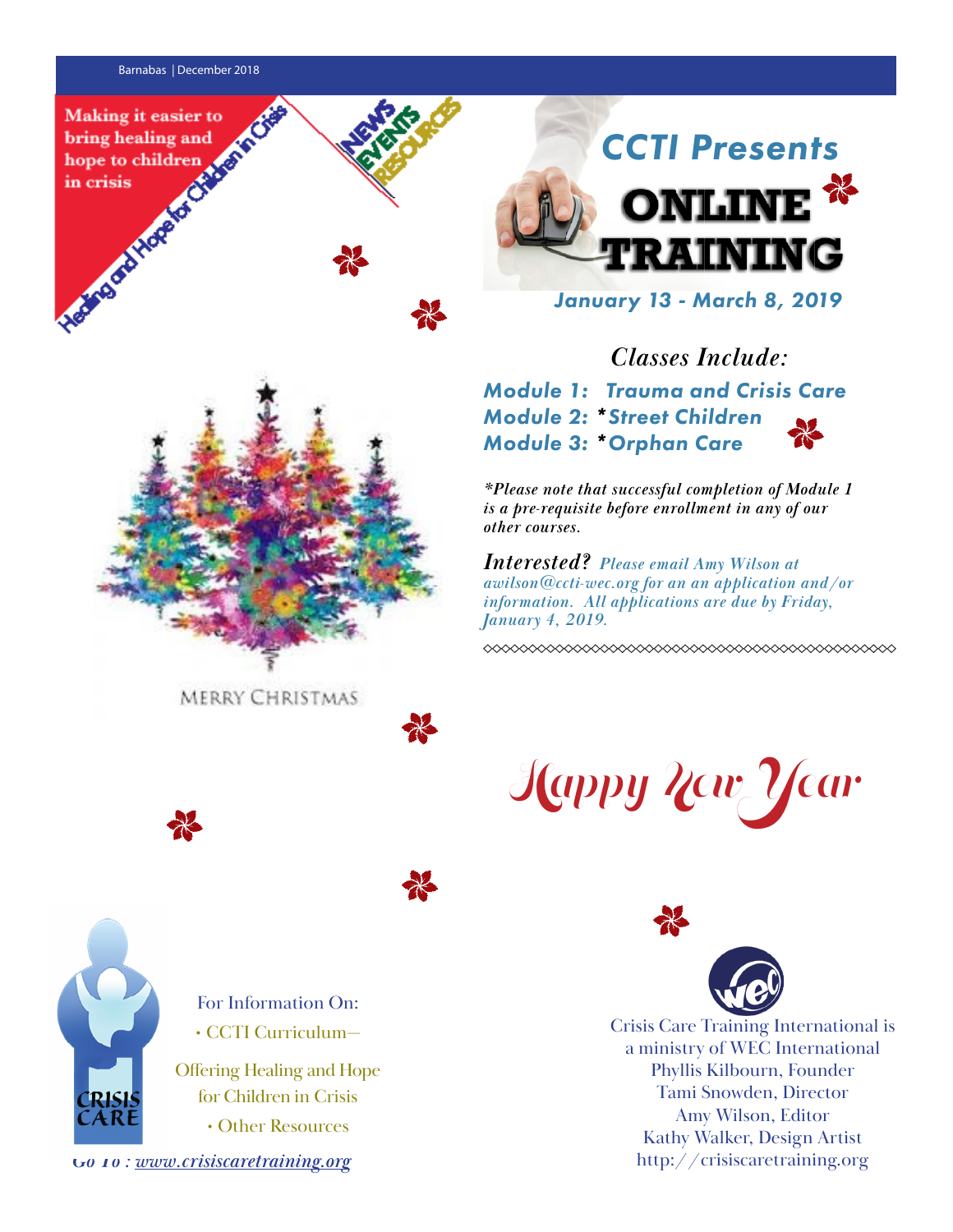Making it easier to bring healing and hope to children in crisis

Healing and Hope for Children in Crisis

NEWS EVENTS RESOURCES

# CCTI Presents

# ONLINE TRAINING

**January 13 - March 8, 2019**

### *Classes Include:*

**Module 1: Trauma and Crisis Care**
**Module 2: *Street Children**
**Module 3: *Orphan Care**

*\*Please note that successful completion of Module 1 is a pre-requisite before enrollment in any of our other courses.*

***Interested?*** *Please email Amy Wilson at awilson@ccti-wec.org for an an application and/or information. All applications are due by Friday, January 4, 2019.*

MERRY CHRISTMAS

Happy New Year

For Information On:

• CCTI Curriculum—

Offering Healing and Hope for Children in Crisis

• Other Resources

*Go To : www.crisiscaretraining.org*

Crisis Care Training International is a ministry of WEC International
Phyllis Kilbourn, Founder
Tami Snowden, Director
Amy Wilson, Editor
Kathy Walker, Design Artist
http://crisiscaretraining.org